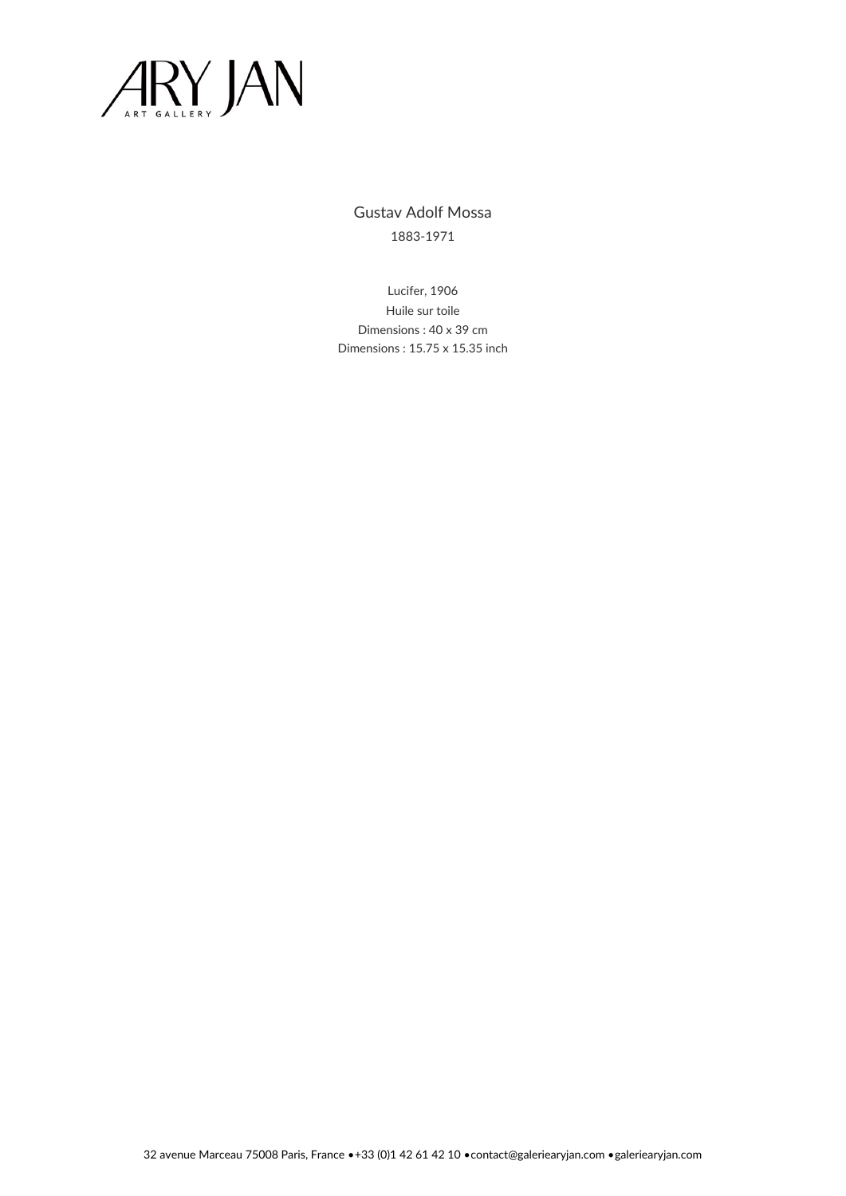ARY JAN
ART GALLERY

Gustav Adolf Mossa
1883-1971

Lucifer, 1906
Huile sur toile
Dimensions : 40 x 39 cm
Dimensions : 15.75 x 15.35 inch

32 avenue Marceau 75008 Paris, France • +33 (0)1 42 61 42 10 • contact@galeriearyjan.com • galeriearyjan.com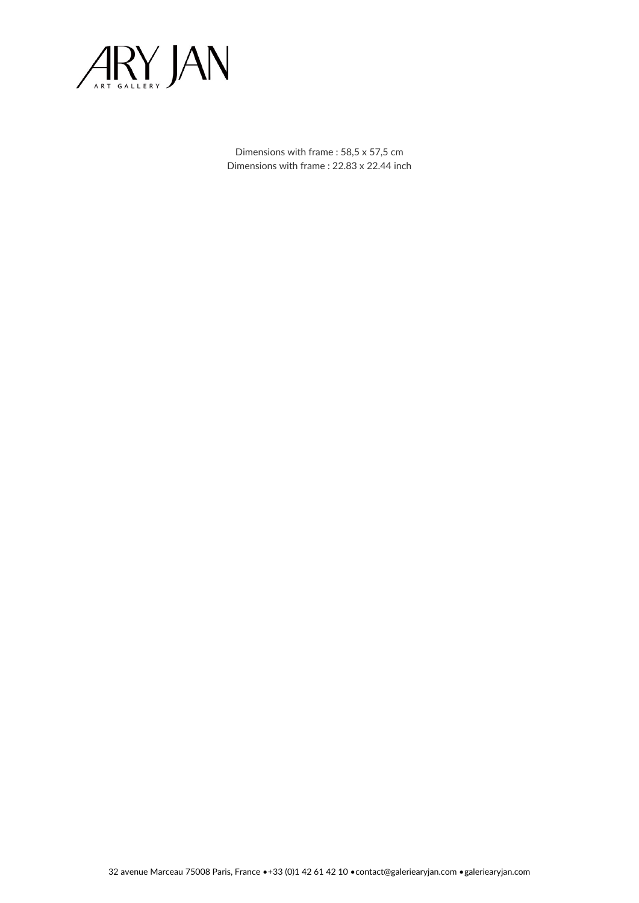Dimensions with frame : 58,5 x 57,5 cm
Dimensions with frame : 22.83 x 22.44 inch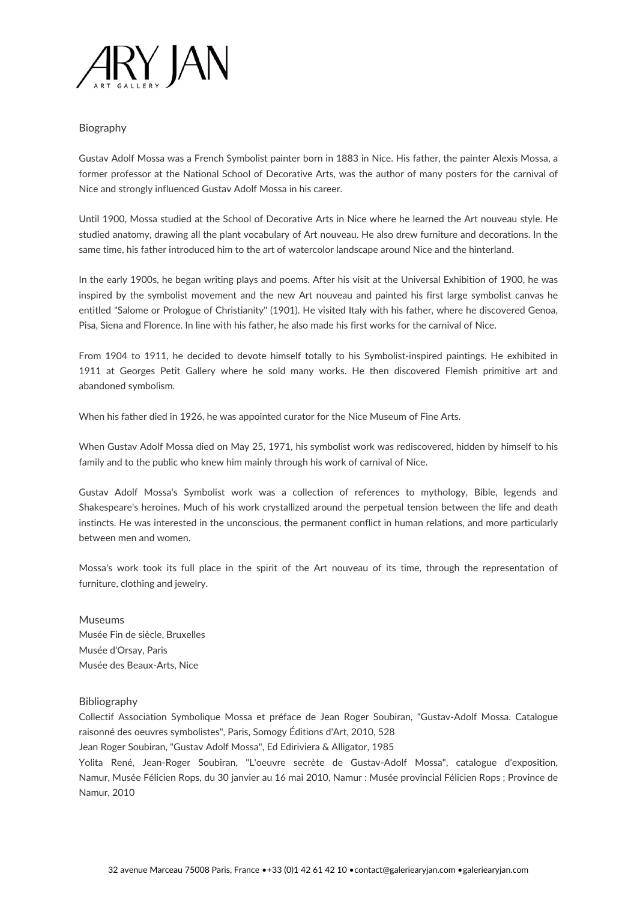## Biography

Gustav Adolf Mossa was a French Symbolist painter born in 1883 in Nice. His father, the painter Alexis Mossa, a former professor at the National School of Decorative Arts, was the author of many posters for the carnival of Nice and strongly influenced Gustav Adolf Mossa in his career.

Until 1900, Mossa studied at the School of Decorative Arts in Nice where he learned the Art nouveau style. He studied anatomy, drawing all the plant vocabulary of Art nouveau. He also drew furniture and decorations. In the same time, his father introduced him to the art of watercolor landscape around Nice and the hinterland.

In the early 1900s, he began writing plays and poems. After his visit at the Universal Exhibition of 1900, he was inspired by the symbolist movement and the new Art nouveau and painted his first large symbolist canvas he entitled "Salome or Prologue of Christianity" (1901). He visited Italy with his father, where he discovered Genoa, Pisa, Siena and Florence. In line with his father, he also made his first works for the carnival of Nice.

From 1904 to 1911, he decided to devote himself totally to his Symbolist-inspired paintings. He exhibited in 1911 at Georges Petit Gallery where he sold many works. He then discovered Flemish primitive art and abandoned symbolism.

When his father died in 1926, he was appointed curator for the Nice Museum of Fine Arts.

When Gustav Adolf Mossa died on May 25, 1971, his symbolist work was rediscovered, hidden by himself to his family and to the public who knew him mainly through his work of carnival of Nice.

Gustav Adolf Mossa's Symbolist work was a collection of references to mythology, Bible, legends and Shakespeare's heroines. Much of his work crystallized around the perpetual tension between the life and death instincts. He was interested in the unconscious, the permanent conflict in human relations, and more particularly between men and women.

Mossa's work took its full place in the spirit of the Art nouveau of its time, through the representation of furniture, clothing and jewelry.

## Museums

Musée Fin de siècle, Bruxelles
Musée d'Orsay, Paris
Musée des Beaux-Arts, Nice

## Bibliography

Collectif Association Symbolique Mossa et préface de Jean Roger Soubiran, "Gustav-Adolf Mossa. Catalogue raisonné des oeuvres symbolistes", Paris, Somogy Éditions d'Art, 2010, 528

Jean Roger Soubiran, "Gustav Adolf Mossa", Ed Ediriviera & Alligator, 1985

Yolita René, Jean-Roger Soubiran, "L'oeuvre secrète de Gustav-Adolf Mossa", catalogue d'exposition, Namur, Musée Félicien Rops, du 30 janvier au 16 mai 2010, Namur : Musée provincial Félicien Rops ; Province de Namur, 2010